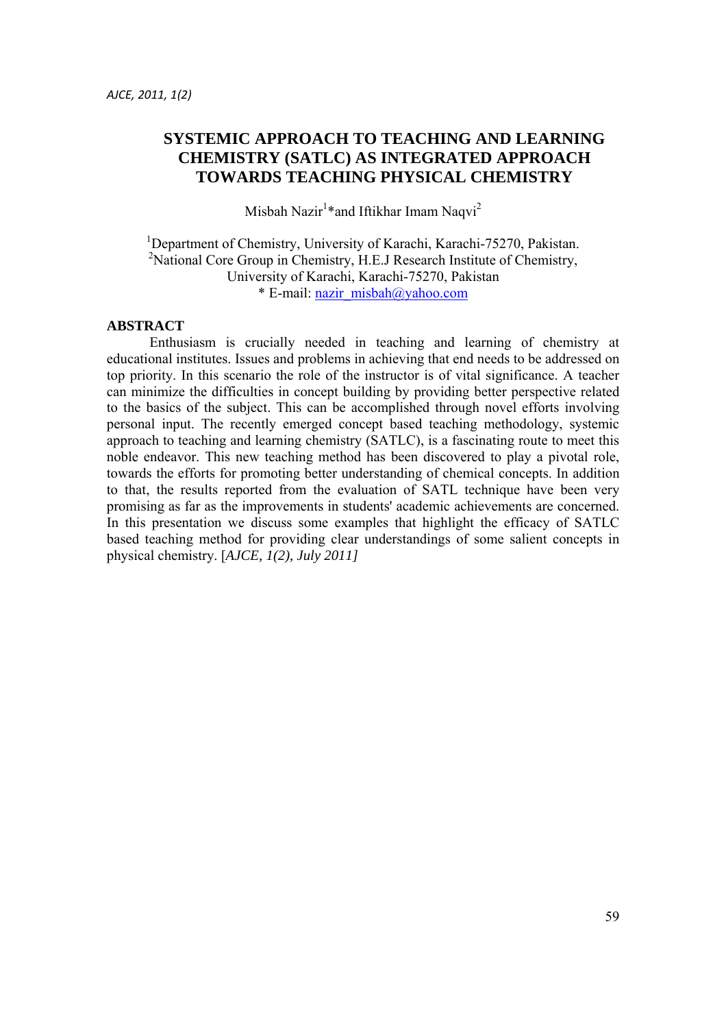# SYSTEMIC APPROACH TO TEACHING AND LEARNING CHEMISTRY (SATLC) AS INTEGRATED APPROACH TOWARDS TEACHING PHYSICAL CHEMISTRY

Misbah Nazir[1]*and Iftikhar Imam Naqvi[2]

[1]Department of Chemistry, University of Karachi, Karachi-75270, Pakistan.
[2]National Core Group in Chemistry, H.E.J Research Institute of Chemistry, University of Karachi, Karachi-75270, Pakistan
* E-mail: nazir_misbah@yahoo.com

## ABSTRACT

Enthusiasm is crucially needed in teaching and learning of chemistry at educational institutes. Issues and problems in achieving that end needs to be addressed on top priority. In this scenario the role of the instructor is of vital significance. A teacher can minimize the difficulties in concept building by providing better perspective related to the basics of the subject. This can be accomplished through novel efforts involving personal input. The recently emerged concept based teaching methodology, systemic approach to teaching and learning chemistry (SATLC), is a fascinating route to meet this noble endeavor. This new teaching method has been discovered to play a pivotal role, towards the efforts for promoting better understanding of chemical concepts. In addition to that, the results reported from the evaluation of SATL technique have been very promising as far as the improvements in students' academic achievements are concerned. In this presentation we discuss some examples that highlight the efficacy of SATLC based teaching method for providing clear understandings of some salient concepts in physical chemistry. [*AJCE, 1(2), July 2011]*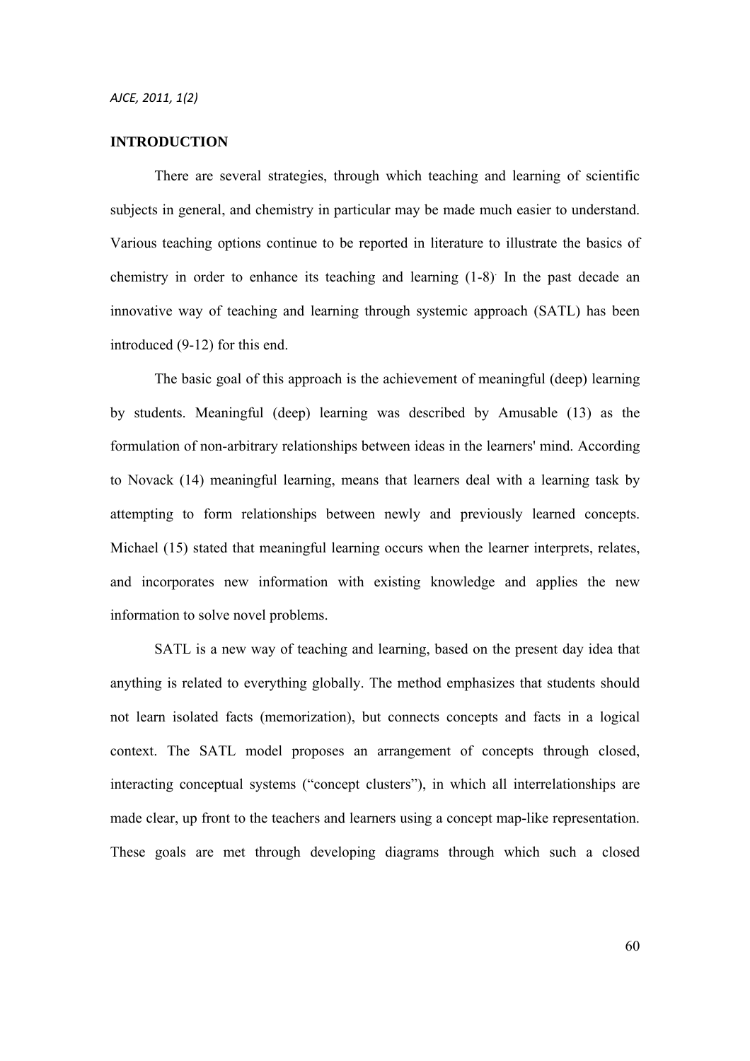## INTRODUCTION

There are several strategies, through which teaching and learning of scientific subjects in general, and chemistry in particular may be made much easier to understand. Various teaching options continue to be reported in literature to illustrate the basics of chemistry in order to enhance its teaching and learning (1-8). In the past decade an innovative way of teaching and learning through systemic approach (SATL) has been introduced (9-12) for this end.

The basic goal of this approach is the achievement of meaningful (deep) learning by students. Meaningful (deep) learning was described by Amusable (13) as the formulation of non-arbitrary relationships between ideas in the learners' mind. According to Novack (14) meaningful learning, means that learners deal with a learning task by attempting to form relationships between newly and previously learned concepts. Michael (15) stated that meaningful learning occurs when the learner interprets, relates, and incorporates new information with existing knowledge and applies the new information to solve novel problems.

SATL is a new way of teaching and learning, based on the present day idea that anything is related to everything globally. The method emphasizes that students should not learn isolated facts (memorization), but connects concepts and facts in a logical context. The SATL model proposes an arrangement of concepts through closed, interacting conceptual systems ("concept clusters"), in which all interrelationships are made clear, up front to the teachers and learners using a concept map-like representation. These goals are met through developing diagrams through which such a closed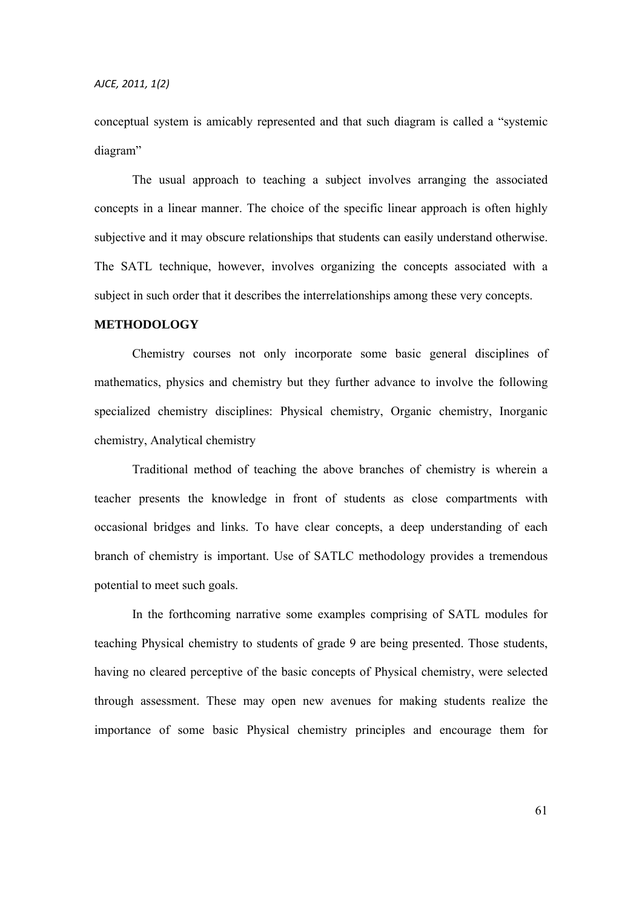conceptual system is amicably represented and that such diagram is called a "systemic diagram"

The usual approach to teaching a subject involves arranging the associated concepts in a linear manner. The choice of the specific linear approach is often highly subjective and it may obscure relationships that students can easily understand otherwise. The SATL technique, however, involves organizing the concepts associated with a subject in such order that it describes the interrelationships among these very concepts.

## METHODOLOGY

Chemistry courses not only incorporate some basic general disciplines of mathematics, physics and chemistry but they further advance to involve the following specialized chemistry disciplines: Physical chemistry, Organic chemistry, Inorganic chemistry, Analytical chemistry

Traditional method of teaching the above branches of chemistry is wherein a teacher presents the knowledge in front of students as close compartments with occasional bridges and links. To have clear concepts, a deep understanding of each branch of chemistry is important. Use of SATLC methodology provides a tremendous potential to meet such goals.

In the forthcoming narrative some examples comprising of SATL modules for teaching Physical chemistry to students of grade 9 are being presented. Those students, having no cleared perceptive of the basic concepts of Physical chemistry, were selected through assessment. These may open new avenues for making students realize the importance of some basic Physical chemistry principles and encourage them for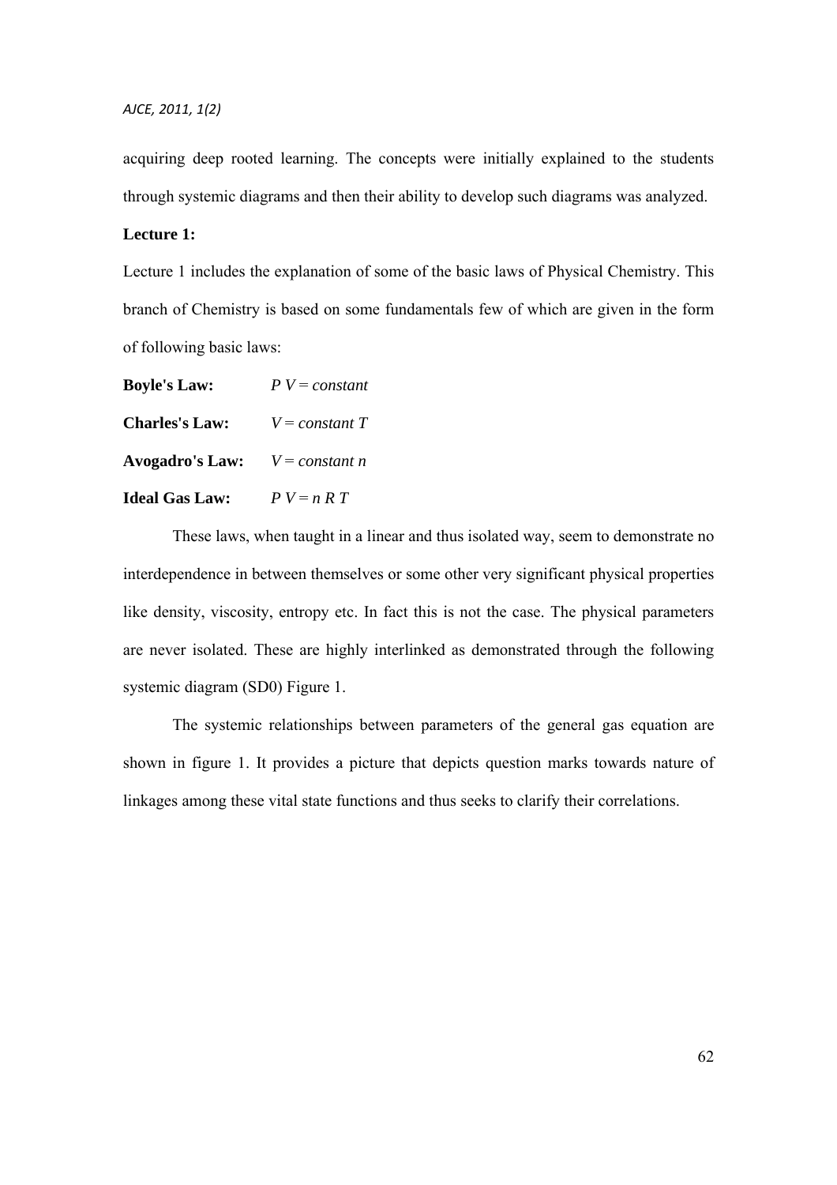acquiring deep rooted learning. The concepts were initially explained to the students through systemic diagrams and then their ability to develop such diagrams was analyzed.

**Lecture 1:**

Lecture 1 includes the explanation of some of the basic laws of Physical Chemistry. This branch of Chemistry is based on some fundamentals few of which are given in the form of following basic laws:

**Boyle's Law:** $PV = constant$

**Charles's Law:** $V = constant\ T$

**Avogadro's Law:** $V = constant\ n$

**Ideal Gas Law:** $PV = nRT$

These laws, when taught in a linear and thus isolated way, seem to demonstrate no interdependence in between themselves or some other very significant physical properties like density, viscosity, entropy etc. In fact this is not the case. The physical parameters are never isolated. These are highly interlinked as demonstrated through the following systemic diagram (SD0) Figure 1.

The systemic relationships between parameters of the general gas equation are shown in figure 1. It provides a picture that depicts question marks towards nature of linkages among these vital state functions and thus seeks to clarify their correlations.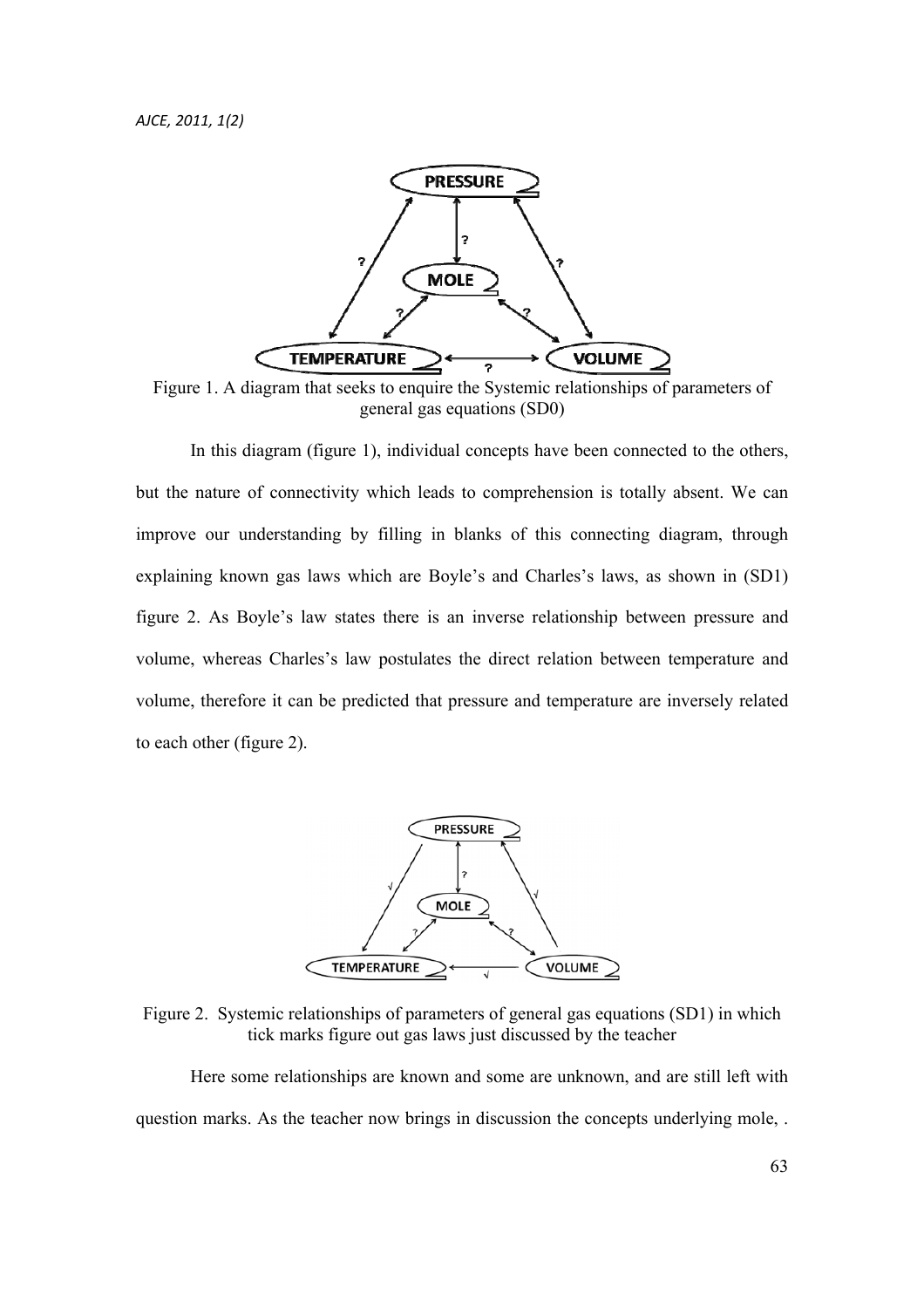Figure 1. A diagram that seeks to enquire the Systemic relationships of parameters of general gas equations (SD0)

In this diagram (figure 1), individual concepts have been connected to the others, but the nature of connectivity which leads to comprehension is totally absent. We can improve our understanding by filling in blanks of this connecting diagram, through explaining known gas laws which are Boyle's and Charles's laws, as shown in (SD1) figure 2. As Boyle's law states there is an inverse relationship between pressure and volume, whereas Charles's law postulates the direct relation between temperature and volume, therefore it can be predicted that pressure and temperature are inversely related to each other (figure 2).

Figure 2. Systemic relationships of parameters of general gas equations (SD1) in which tick marks figure out gas laws just discussed by the teacher

Here some relationships are known and some are unknown, and are still left with question marks. As the teacher now brings in discussion the concepts underlying mole, .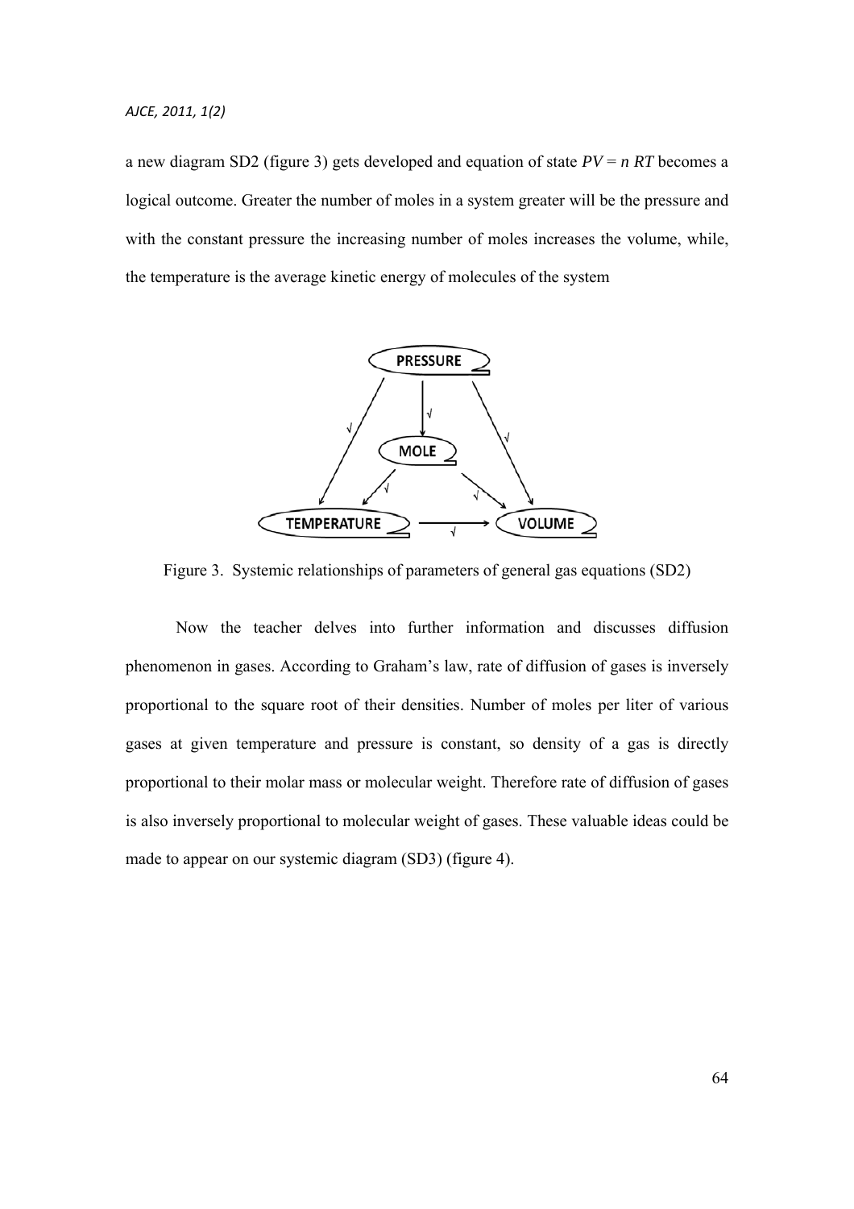a new diagram SD2 (figure 3) gets developed and equation of state $PV = n\,RT$ becomes a logical outcome. Greater the number of moles in a system greater will be the pressure and with the constant pressure the increasing number of moles increases the volume, while, the temperature is the average kinetic energy of molecules of the system

Figure 3. Systemic relationships of parameters of general gas equations (SD2)

Now the teacher delves into further information and discusses diffusion phenomenon in gases. According to Graham's law, rate of diffusion of gases is inversely proportional to the square root of their densities. Number of moles per liter of various gases at given temperature and pressure is constant, so density of a gas is directly proportional to their molar mass or molecular weight. Therefore rate of diffusion of gases is also inversely proportional to molecular weight of gases. These valuable ideas could be made to appear on our systemic diagram (SD3) (figure 4).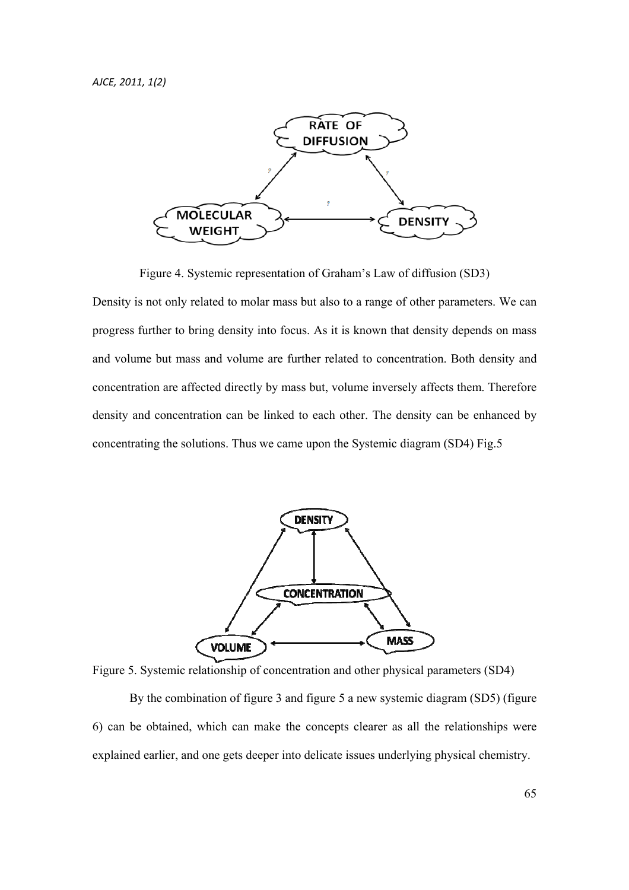Figure 4. Systemic representation of Graham's Law of diffusion (SD3)

Density is not only related to molar mass but also to a range of other parameters. We can progress further to bring density into focus. As it is known that density depends on mass and volume but mass and volume are further related to concentration. Both density and concentration are affected directly by mass but, volume inversely affects them. Therefore density and concentration can be linked to each other. The density can be enhanced by concentrating the solutions. Thus we came upon the Systemic diagram (SD4) Fig.5

Figure 5. Systemic relationship of concentration and other physical parameters (SD4)

By the combination of figure 3 and figure 5 a new systemic diagram (SD5) (figure 6) can be obtained, which can make the concepts clearer as all the relationships were explained earlier, and one gets deeper into delicate issues underlying physical chemistry.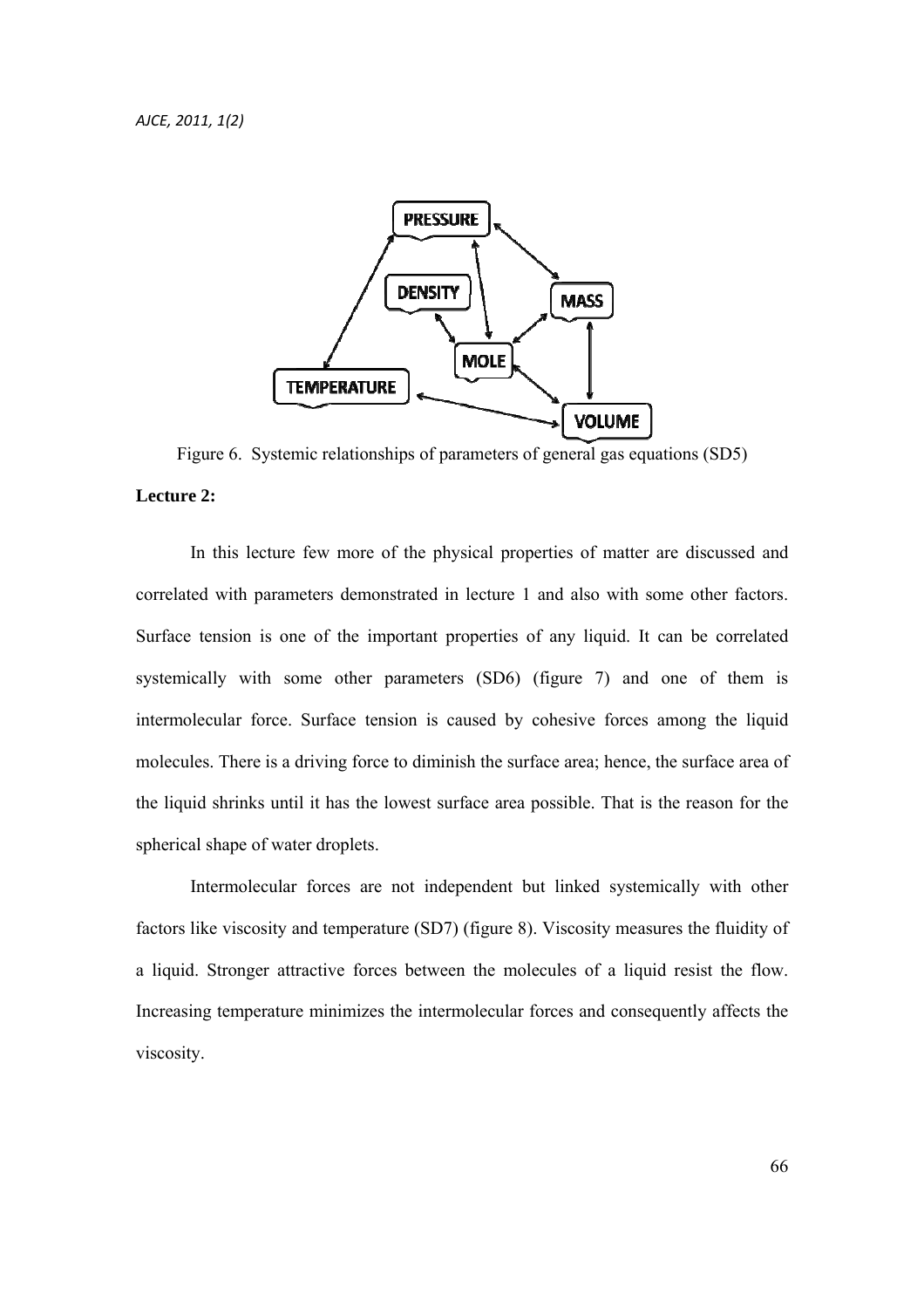Figure 6. Systemic relationships of parameters of general gas equations (SD5)

**Lecture 2:**

In this lecture few more of the physical properties of matter are discussed and correlated with parameters demonstrated in lecture 1 and also with some other factors. Surface tension is one of the important properties of any liquid. It can be correlated systemically with some other parameters (SD6) (figure 7) and one of them is intermolecular force. Surface tension is caused by cohesive forces among the liquid molecules. There is a driving force to diminish the surface area; hence, the surface area of the liquid shrinks until it has the lowest surface area possible. That is the reason for the spherical shape of water droplets.

Intermolecular forces are not independent but linked systemically with other factors like viscosity and temperature (SD7) (figure 8). Viscosity measures the fluidity of a liquid. Stronger attractive forces between the molecules of a liquid resist the flow. Increasing temperature minimizes the intermolecular forces and consequently affects the viscosity.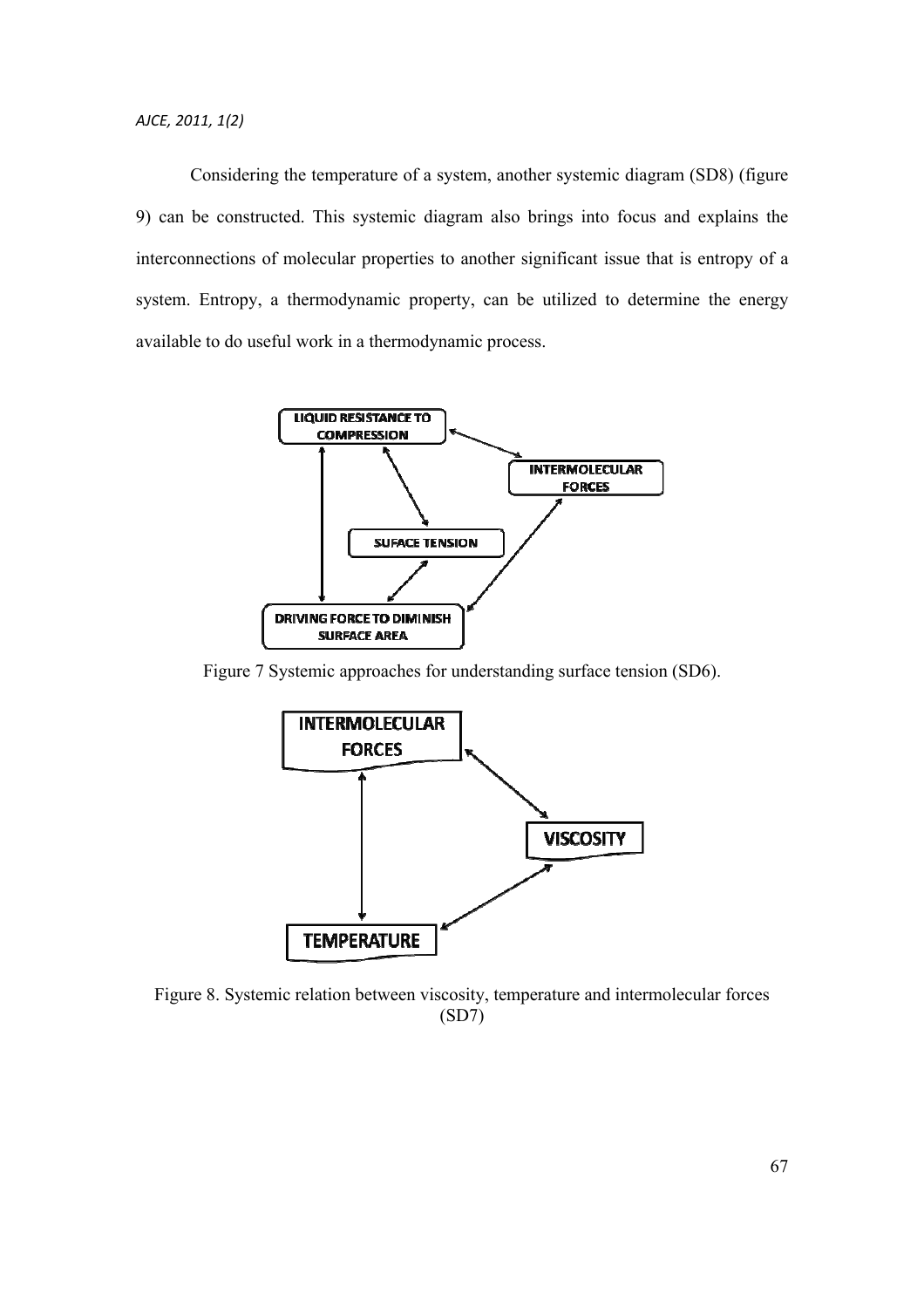Considering the temperature of a system, another systemic diagram (SD8) (figure 9) can be constructed. This systemic diagram also brings into focus and explains the interconnections of molecular properties to another significant issue that is entropy of a system. Entropy, a thermodynamic property, can be utilized to determine the energy available to do useful work in a thermodynamic process.

Figure 7 Systemic approaches for understanding surface tension (SD6).

Figure 8. Systemic relation between viscosity, temperature and intermolecular forces (SD7)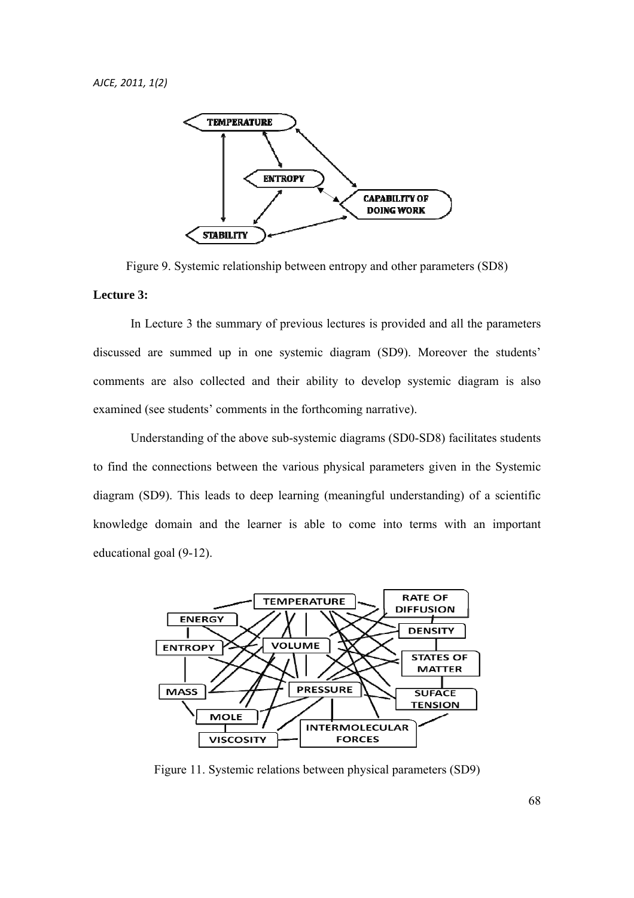Figure 9. Systemic relationship between entropy and other parameters (SD8)

**Lecture 3:**

In Lecture 3 the summary of previous lectures is provided and all the parameters discussed are summed up in one systemic diagram (SD9). Moreover the students' comments are also collected and their ability to develop systemic diagram is also examined (see students' comments in the forthcoming narrative).

Understanding of the above sub-systemic diagrams (SD0-SD8) facilitates students to find the connections between the various physical parameters given in the Systemic diagram (SD9). This leads to deep learning (meaningful understanding) of a scientific knowledge domain and the learner is able to come into terms with an important educational goal (9-12).

Figure 11. Systemic relations between physical parameters (SD9)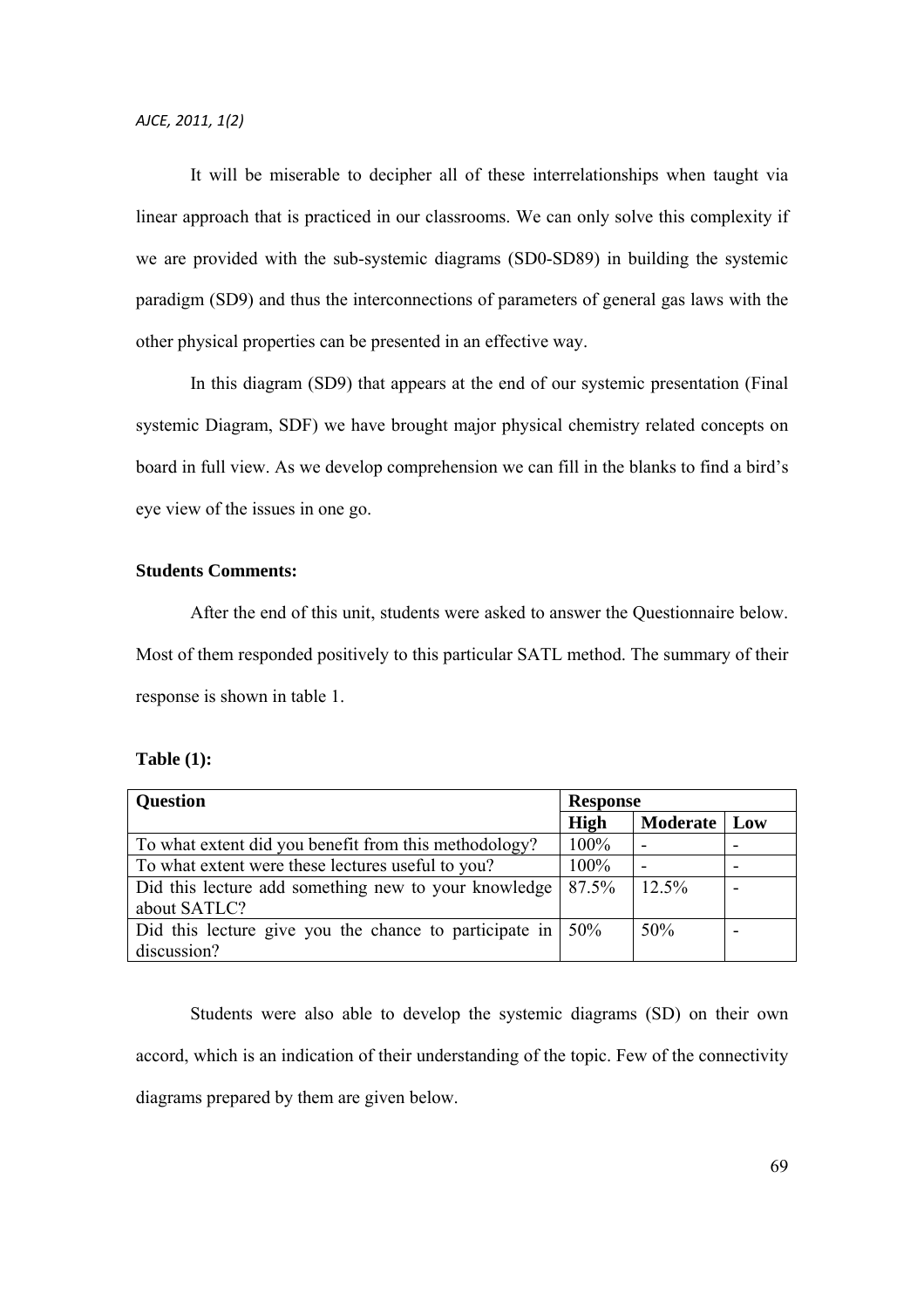It will be miserable to decipher all of these interrelationships when taught via linear approach that is practiced in our classrooms. We can only solve this complexity if we are provided with the sub-systemic diagrams (SD0-SD89) in building the systemic paradigm (SD9) and thus the interconnections of parameters of general gas laws with the other physical properties can be presented in an effective way.

In this diagram (SD9) that appears at the end of our systemic presentation (Final systemic Diagram, SDF) we have brought major physical chemistry related concepts on board in full view. As we develop comprehension we can fill in the blanks to find a bird's eye view of the issues in one go.

**Students Comments:**

After the end of this unit, students were asked to answer the Questionnaire below. Most of them responded positively to this particular SATL method. The summary of their response is shown in table 1.

**Table (1):**

| Question | Response | | |
|---|---|---|---|
| | **High** | **Moderate** | **Low** |
| To what extent did you benefit from this methodology? | 100% | - | - |
| To what extent were these lectures useful to you? | 100% | - | - |
| Did this lecture add something new to your knowledge about SATLC? | 87.5% | 12.5% | - |
| Did this lecture give you the chance to participate in discussion? | 50% | 50% | - |

Students were also able to develop the systemic diagrams (SD) on their own accord, which is an indication of their understanding of the topic. Few of the connectivity diagrams prepared by them are given below.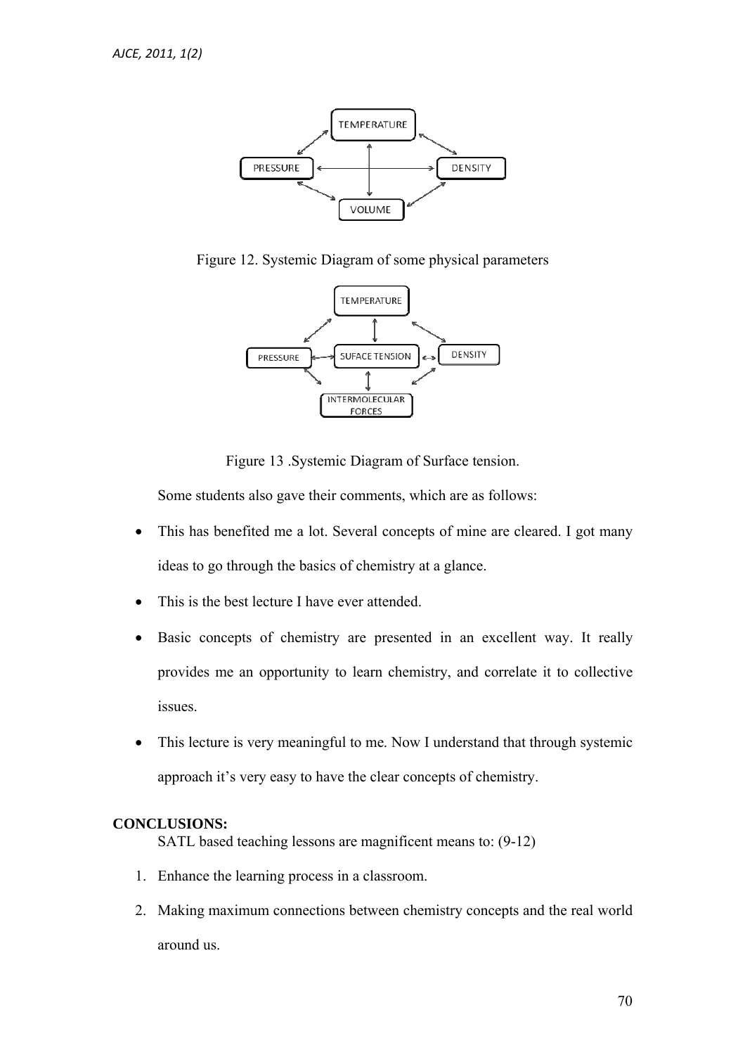Figure 12. Systemic Diagram of some physical parameters

Figure 13 .Systemic Diagram of Surface tension.

Some students also gave their comments, which are as follows:

- This has benefited me a lot. Several concepts of mine are cleared. I got many ideas to go through the basics of chemistry at a glance.
- This is the best lecture I have ever attended.
- Basic concepts of chemistry are presented in an excellent way. It really provides me an opportunity to learn chemistry, and correlate it to collective issues.
- This lecture is very meaningful to me. Now I understand that through systemic approach it's very easy to have the clear concepts of chemistry.

**CONCLUSIONS:**

SATL based teaching lessons are magnificent means to: (9-12)

1. Enhance the learning process in a classroom.
2. Making maximum connections between chemistry concepts and the real world around us.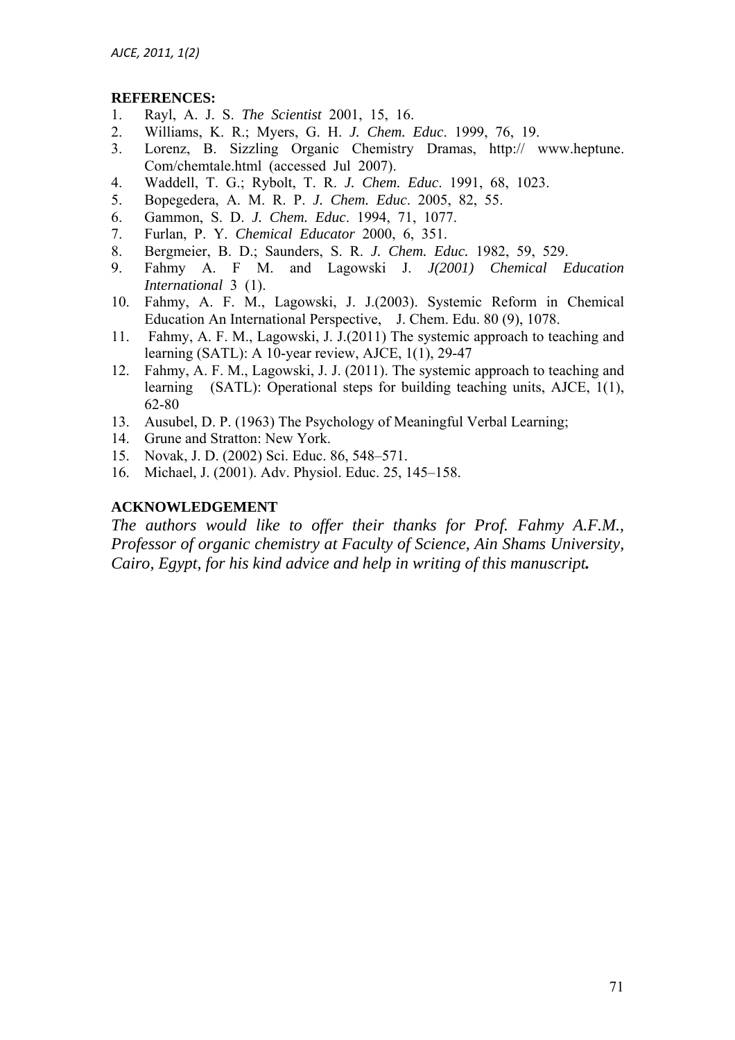**REFERENCES:**

1. Rayl, A. J. S. *The Scientist* 2001, 15, 16.
2. Williams, K. R.; Myers, G. H. *J. Chem. Educ*. 1999, 76, 19.
3. Lorenz, B. Sizzling Organic Chemistry Dramas, http:// www.heptune. Com/chemtale.html (accessed Jul 2007).
4. Waddell, T. G.; Rybolt, T. R. *J. Chem. Educ*. 1991, 68, 1023.
5. Bopegedera, A. M. R. P. *J. Chem. Educ*. 2005, 82, 55.
6. Gammon, S. D. *J. Chem. Educ*. 1994, 71, 1077.
7. Furlan, P. Y. *Chemical Educator* 2000, 6, 351.
8. Bergmeier, B. D.; Saunders, S. R. *J. Chem. Educ.* 1982, 59, 529.
9. Fahmy A. F M. and Lagowski J. *J(2001) Chemical Education International* 3 (1).
10. Fahmy, A. F. M., Lagowski, J. J.(2003). Systemic Reform in Chemical Education An International Perspective, J. Chem. Edu. 80 (9), 1078.
11. Fahmy, A. F. M., Lagowski, J. J.(2011) The systemic approach to teaching and learning (SATL): A 10-year review, AJCE, 1(1), 29-47
12. Fahmy, A. F. M., Lagowski, J. J. (2011). The systemic approach to teaching and learning (SATL): Operational steps for building teaching units, AJCE, 1(1), 62-80
13. Ausubel, D. P. (1963) The Psychology of Meaningful Verbal Learning;
14. Grune and Stratton: New York.
15. Novak, J. D. (2002) Sci. Educ. 86, 548–571.
16. Michael, J. (2001). Adv. Physiol. Educ. 25, 145–158.

**ACKNOWLEDGEMENT**

*The authors would like to offer their thanks for Prof. Fahmy A.F.M., Professor of organic chemistry at Faculty of Science, Ain Shams University, Cairo, Egypt, for his kind advice and help in writing of this manuscript.*